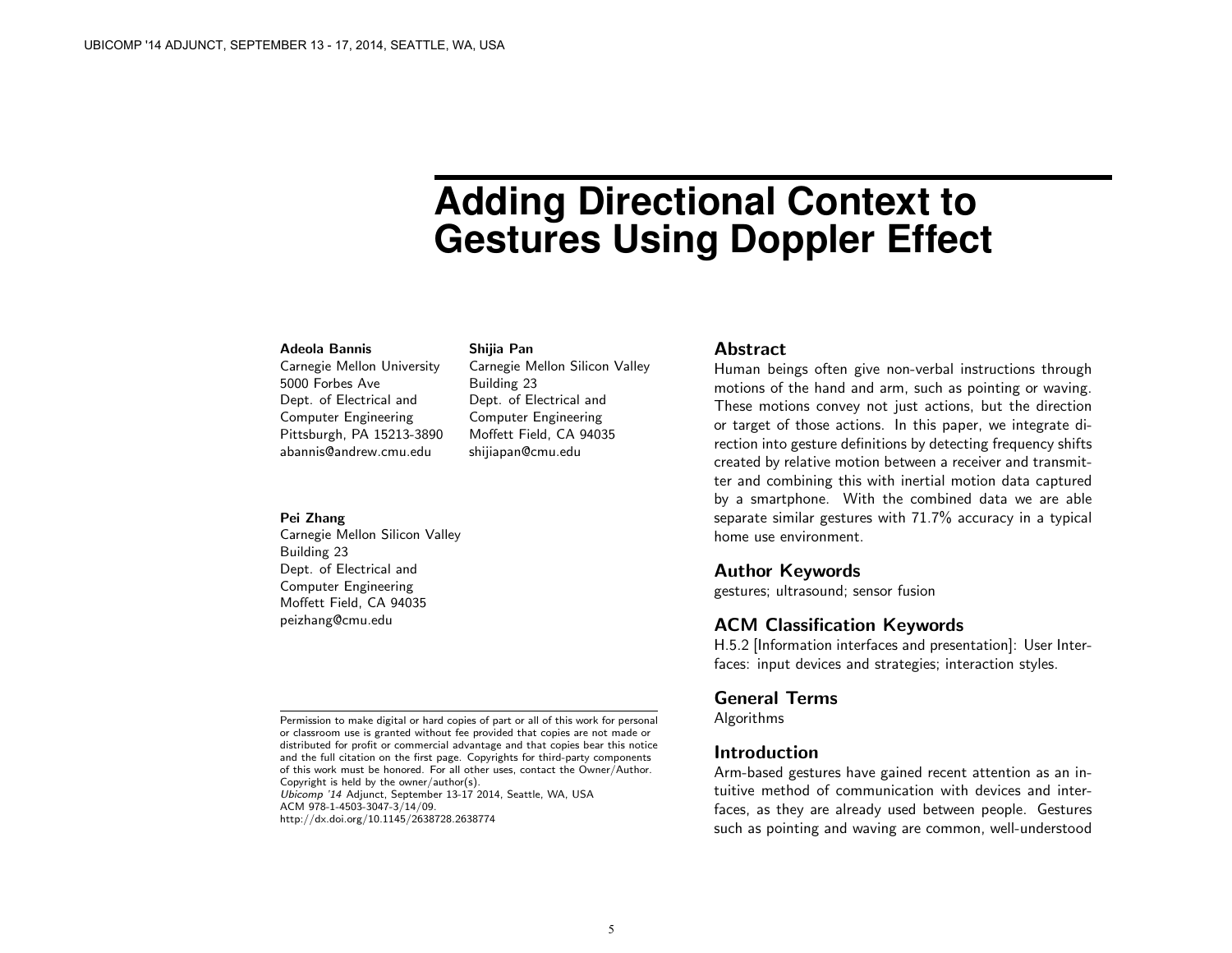# Adding Directional Context to Gestures Using Doppler Effect

**Adeola Bannis**
Carnegie Mellon University
5000 Forbes Ave
Dept. of Electrical and Computer Engineering
Pittsburgh, PA 15213-3890
abannis@andrew.cmu.edu

**Shijia Pan**
Carnegie Mellon Silicon Valley
Building 23
Dept. of Electrical and Computer Engineering
Moffett Field, CA 94035
shijiapan@cmu.edu

**Pei Zhang**
Carnegie Mellon Silicon Valley
Building 23
Dept. of Electrical and Computer Engineering
Moffett Field, CA 94035
peizhang@cmu.edu

Permission to make digital or hard copies of part or all of this work for personal or classroom use is granted without fee provided that copies are not made or distributed for profit or commercial advantage and that copies bear this notice and the full citation on the first page. Copyrights for third-party components of this work must be honored. For all other uses, contact the Owner/Author. Copyright is held by the owner/author(s).
*Ubicomp '14* Adjunct, September 13-17 2014, Seattle, WA, USA
ACM 978-1-4503-3047-3/14/09.
http://dx.doi.org/10.1145/2638728.2638774

## Abstract

Human beings often give non-verbal instructions through motions of the hand and arm, such as pointing or waving. These motions convey not just actions, but the direction or target of those actions. In this paper, we integrate direction into gesture definitions by detecting frequency shifts created by relative motion between a receiver and transmitter and combining this with inertial motion data captured by a smartphone. With the combined data we are able separate similar gestures with 71.7% accuracy in a typical home use environment.

## Author Keywords

gestures; ultrasound; sensor fusion

## ACM Classification Keywords

H.5.2 [Information interfaces and presentation]: User Interfaces: input devices and strategies; interaction styles.

## General Terms

Algorithms

## Introduction

Arm-based gestures have gained recent attention as an intuitive method of communication with devices and interfaces, as they are already used between people. Gestures such as pointing and waving are common, well-understood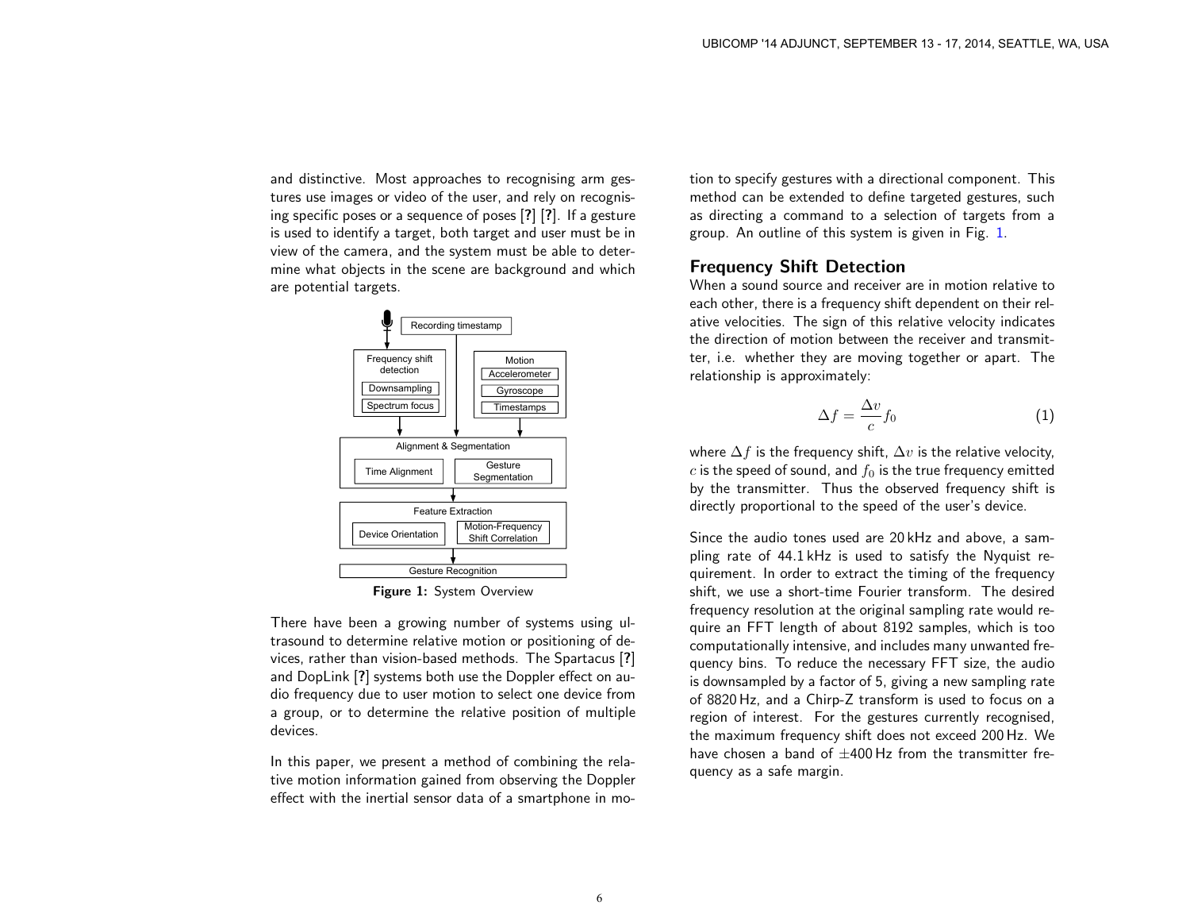and distinctive. Most approaches to recognising arm gestures use images or video of the user, and rely on recognising specific poses or a sequence of poses [?] [?]. If a gesture is used to identify a target, both target and user must be in view of the camera, and the system must be able to determine what objects in the scene are background and which are potential targets.

**Figure 1:** System Overview

There have been a growing number of systems using ultrasound to determine relative motion or positioning of devices, rather than vision-based methods. The Spartacus [?] and DopLink [?] systems both use the Doppler effect on audio frequency due to user motion to select one device from a group, or to determine the relative position of multiple devices.

In this paper, we present a method of combining the relative motion information gained from observing the Doppler effect with the inertial sensor data of a smartphone in motion to specify gestures with a directional component. This method can be extended to define targeted gestures, such as directing a command to a selection of targets from a group. An outline of this system is given in Fig. 1.

## Frequency Shift Detection

When a sound source and receiver are in motion relative to each other, there is a frequency shift dependent on their relative velocities. The sign of this relative velocity indicates the direction of motion between the receiver and transmitter, i.e. whether they are moving together or apart. The relationship is approximately:

$$\Delta f = \frac{\Delta v}{c} f_0 \tag{1}$$

where $\Delta f$ is the frequency shift, $\Delta v$ is the relative velocity, $c$ is the speed of sound, and $f_0$ is the true frequency emitted by the transmitter. Thus the observed frequency shift is directly proportional to the speed of the user's device.

Since the audio tones used are 20 kHz and above, a sampling rate of 44.1 kHz is used to satisfy the Nyquist requirement. In order to extract the timing of the frequency shift, we use a short-time Fourier transform. The desired frequency resolution at the original sampling rate would require an FFT length of about 8192 samples, which is too computationally intensive, and includes many unwanted frequency bins. To reduce the necessary FFT size, the audio is downsampled by a factor of 5, giving a new sampling rate of 8820 Hz, and a Chirp-Z transform is used to focus on a region of interest. For the gestures currently recognised, the maximum frequency shift does not exceed 200 Hz. We have chosen a band of $\pm$400 Hz from the transmitter frequency as a safe margin.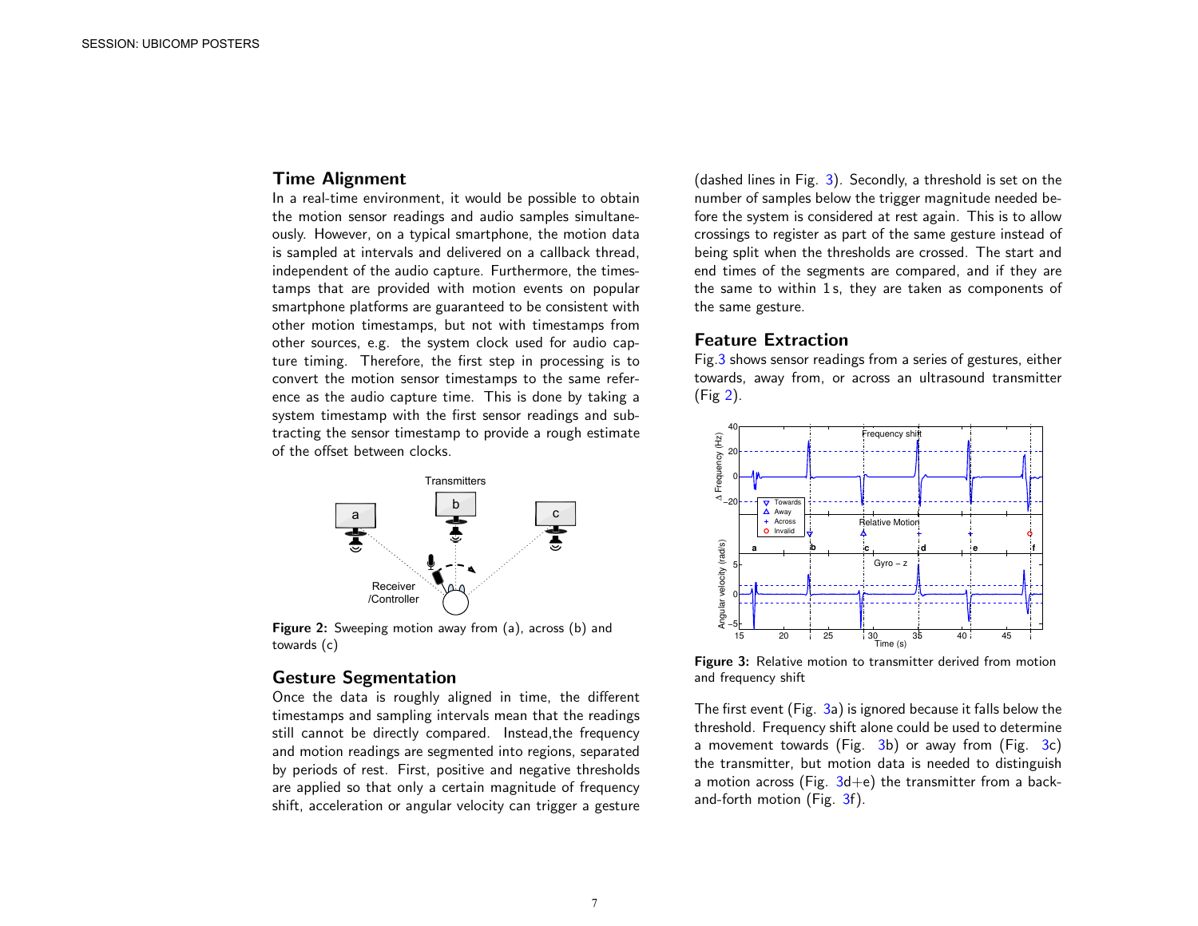## Time Alignment

In a real-time environment, it would be possible to obtain the motion sensor readings and audio samples simultaneously. However, on a typical smartphone, the motion data is sampled at intervals and delivered on a callback thread, independent of the audio capture. Furthermore, the timestamps that are provided with motion events on popular smartphone platforms are guaranteed to be consistent with other motion timestamps, but not with timestamps from other sources, e.g. the system clock used for audio capture timing. Therefore, the first step in processing is to convert the motion sensor timestamps to the same reference as the audio capture time. This is done by taking a system timestamp with the first sensor readings and subtracting the sensor timestamp to provide a rough estimate of the offset between clocks.

**Figure 2:** Sweeping motion away from (a), across (b) and towards (c)

## Gesture Segmentation

Once the data is roughly aligned in time, the different timestamps and sampling intervals mean that the readings still cannot be directly compared. Instead,the frequency and motion readings are segmented into regions, separated by periods of rest. First, positive and negative thresholds are applied so that only a certain magnitude of frequency shift, acceleration or angular velocity can trigger a gesture (dashed lines in Fig. 3). Secondly, a threshold is set on the number of samples below the trigger magnitude needed before the system is considered at rest again. This is to allow crossings to register as part of the same gesture instead of being split when the thresholds are crossed. The start and end times of the segments are compared, and if they are the same to within 1 s, they are taken as components of the same gesture.

## Feature Extraction

Fig.3 shows sensor readings from a series of gestures, either towards, away from, or across an ultrasound transmitter (Fig 2).

**Figure 3:** Relative motion to transmitter derived from motion and frequency shift

The first event (Fig. 3a) is ignored because it falls below the threshold. Frequency shift alone could be used to determine a movement towards (Fig. 3b) or away from (Fig. 3c) the transmitter, but motion data is needed to distinguish a motion across (Fig. 3d+e) the transmitter from a back-and-forth motion (Fig. 3f).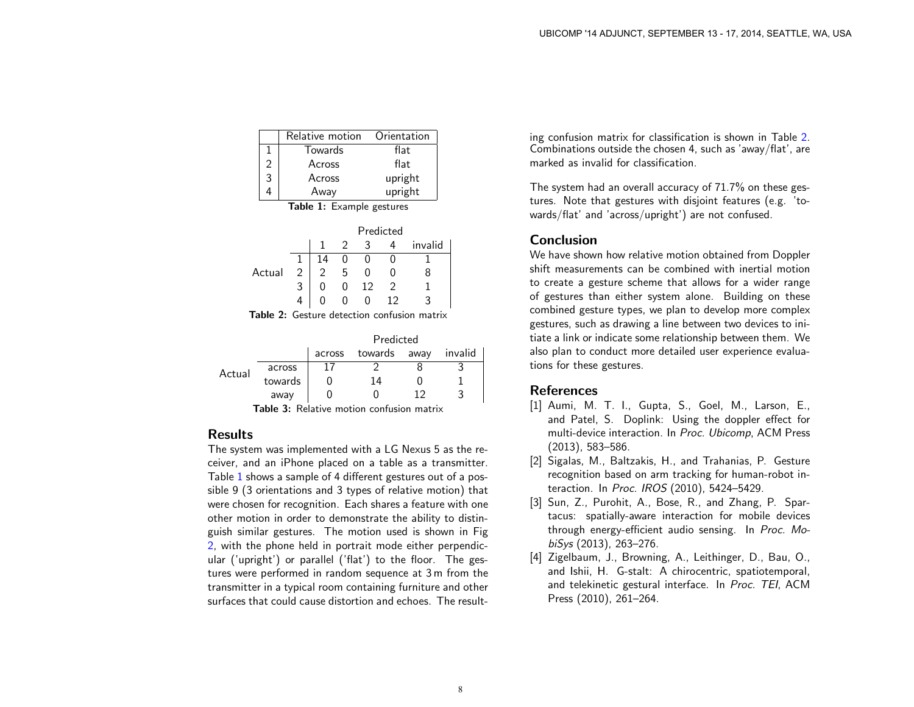| | Relative motion | Orientation |
|---|---|---|
| 1 | Towards | flat |
| 2 | Across | flat |
| 3 | Across | upright |
| 4 | Away | upright |

**Table 1:** Example gestures

| | | Predicted | | | | |
|---|---|---|---|---|---|---|
| | | 1 | 2 | 3 | 4 | invalid |
| Actual | 1 | 14 | 0 | 0 | 0 | 1 |
| | 2 | 2 | 5 | 0 | 0 | 8 |
| | 3 | 0 | 0 | 12 | 2 | 1 |
| | 4 | 0 | 0 | 0 | 12 | 3 |

**Table 2:** Gesture detection confusion matrix

| | | Predicted | | | |
|---|---|---|---|---|---|
| | | across | towards | away | invalid |
| Actual | across | 17 | 2 | 8 | 3 |
| | towards | 0 | 14 | 0 | 1 |
| | away | 0 | 0 | 12 | 3 |

**Table 3:** Relative motion confusion matrix

## Results

The system was implemented with a LG Nexus 5 as the receiver, and an iPhone placed on a table as a transmitter. Table 1 shows a sample of 4 different gestures out of a possible 9 (3 orientations and 3 types of relative motion) that were chosen for recognition. Each shares a feature with one other motion in order to demonstrate the ability to distinguish similar gestures. The motion used is shown in Fig 2, with the phone held in portrait mode either perpendicular ('upright') or parallel ('flat') to the floor. The gestures were performed in random sequence at 3 m from the transmitter in a typical room containing furniture and other surfaces that could cause distortion and echoes. The resulting confusion matrix for classification is shown in Table 2. Combinations outside the chosen 4, such as 'away/flat', are marked as invalid for classification.

The system had an overall accuracy of 71.7% on these gestures. Note that gestures with disjoint features (e.g. 'towards/flat' and 'across/upright') are not confused.

## Conclusion

We have shown how relative motion obtained from Doppler shift measurements can be combined with inertial motion to create a gesture scheme that allows for a wider range of gestures than either system alone. Building on these combined gesture types, we plan to develop more complex gestures, such as drawing a line between two devices to initiate a link or indicate some relationship between them. We also plan to conduct more detailed user experience evaluations for these gestures.

## References

[1] Aumi, M. T. I., Gupta, S., Goel, M., Larson, E., and Patel, S. Doplink: Using the doppler effect for multi-device interaction. In *Proc. Ubicomp*, ACM Press (2013), 583–586.

[2] Sigalas, M., Baltzakis, H., and Trahanias, P. Gesture recognition based on arm tracking for human-robot interaction. In *Proc. IROS* (2010), 5424–5429.

[3] Sun, Z., Purohit, A., Bose, R., and Zhang, P. Spartacus: spatially-aware interaction for mobile devices through energy-efficient audio sensing. In *Proc. MobiSys* (2013), 263–276.

[4] Zigelbaum, J., Browning, A., Leithinger, D., Bau, O., and Ishii, H. G-stalt: A chirocentric, spatiotemporal, and telekinetic gestural interface. In *Proc. TEI*, ACM Press (2010), 261–264.